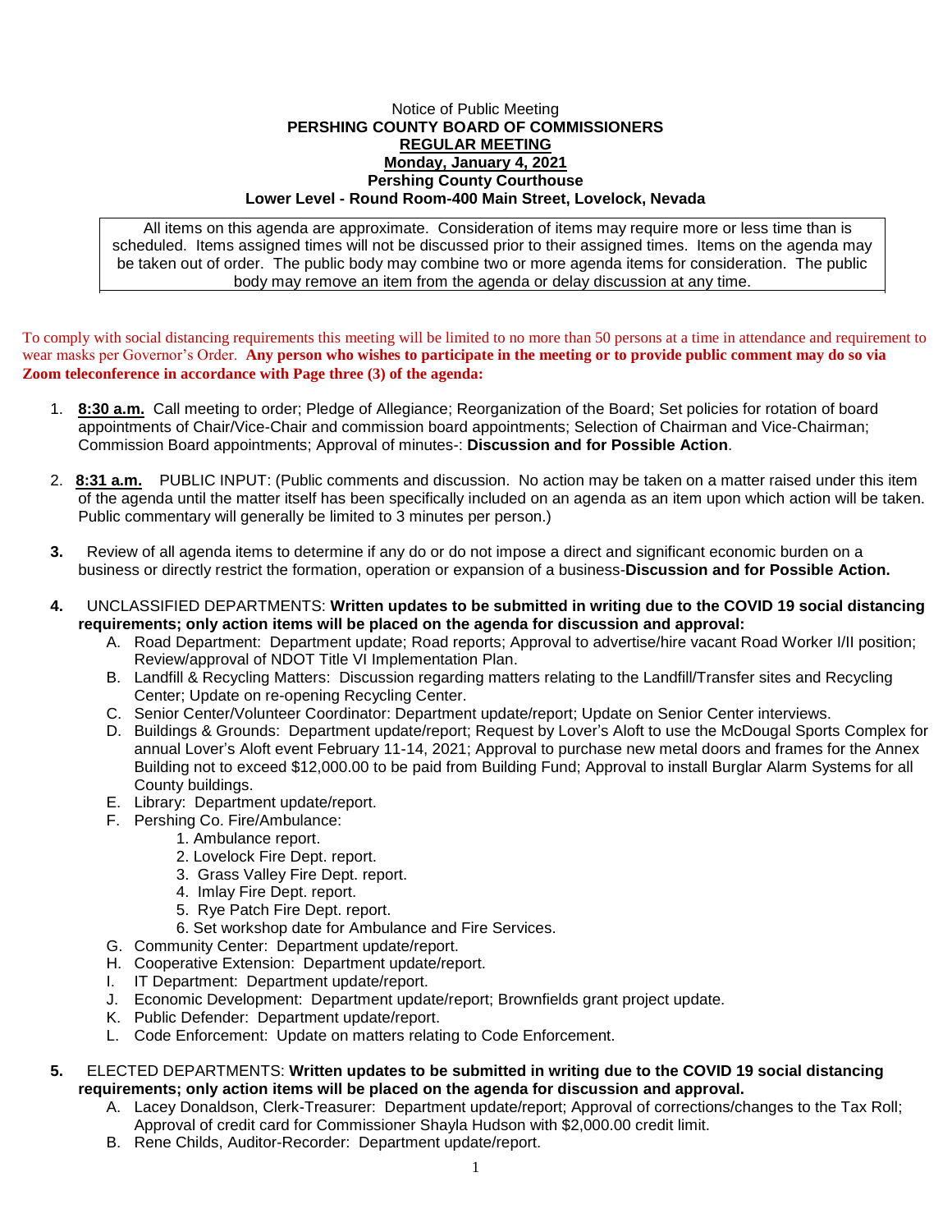Notice of Public Meeting

**PERSHING COUNTY BOARD OF COMMISSIONERS**

**REGULAR MEETING**

**Monday, January 4, 2021**

**Pershing County Courthouse**

**Lower Level - Round Room-400 Main Street, Lovelock, Nevada**

All items on this agenda are approximate. Consideration of items may require more or less time than is scheduled. Items assigned times will not be discussed prior to their assigned times. Items on the agenda may be taken out of order. The public body may combine two or more agenda items for consideration. The public body may remove an item from the agenda or delay discussion at any time.

To comply with social distancing requirements this meeting will be limited to no more than 50 persons at a time in attendance and requirement to wear masks per Governor's Order. **Any person who wishes to participate in the meeting or to provide public comment may do so via Zoom teleconference in accordance with Page three (3) of the agenda:**

1. **8:30 a.m.** Call meeting to order; Pledge of Allegiance; Reorganization of the Board; Set policies for rotation of board appointments of Chair/Vice-Chair and commission board appointments; Selection of Chairman and Vice-Chairman; Commission Board appointments; Approval of minutes-: **Discussion and for Possible Action**.

2. **8:31 a.m.** PUBLIC INPUT: (Public comments and discussion. No action may be taken on a matter raised under this item of the agenda until the matter itself has been specifically included on an agenda as an item upon which action will be taken. Public commentary will generally be limited to 3 minutes per person.)

3. Review of all agenda items to determine if any do or do not impose a direct and significant economic burden on a business or directly restrict the formation, operation or expansion of a business-**Discussion and for Possible Action.**

4. UNCLASSIFIED DEPARTMENTS: **Written updates to be submitted in writing due to the COVID 19 social distancing requirements; only action items will be placed on the agenda for discussion and approval:**
   - A. Road Department: Department update; Road reports; Approval to advertise/hire vacant Road Worker I/II position; Review/approval of NDOT Title VI Implementation Plan.
   - B. Landfill & Recycling Matters: Discussion regarding matters relating to the Landfill/Transfer sites and Recycling Center; Update on re-opening Recycling Center.
   - C. Senior Center/Volunteer Coordinator: Department update/report; Update on Senior Center interviews.
   - D. Buildings & Grounds: Department update/report; Request by Lover's Aloft to use the McDougal Sports Complex for annual Lover's Aloft event February 11-14, 2021; Approval to purchase new metal doors and frames for the Annex Building not to exceed $12,000.00 to be paid from Building Fund; Approval to install Burglar Alarm Systems for all County buildings.
   - E. Library: Department update/report.
   - F. Pershing Co. Fire/Ambulance:
     1. Ambulance report.
     2. Lovelock Fire Dept. report.
     3. Grass Valley Fire Dept. report.
     4. Imlay Fire Dept. report.
     5. Rye Patch Fire Dept. report.
     6. Set workshop date for Ambulance and Fire Services.
   - G. Community Center: Department update/report.
   - H. Cooperative Extension: Department update/report.
   - I. IT Department: Department update/report.
   - J. Economic Development: Department update/report; Brownfields grant project update.
   - K. Public Defender: Department update/report.
   - L. Code Enforcement: Update on matters relating to Code Enforcement.

5. ELECTED DEPARTMENTS: **Written updates to be submitted in writing due to the COVID 19 social distancing requirements; only action items will be placed on the agenda for discussion and approval.**
   - A. Lacey Donaldson, Clerk-Treasurer: Department update/report; Approval of corrections/changes to the Tax Roll; Approval of credit card for Commissioner Shayla Hudson with $2,000.00 credit limit.
   - B. Rene Childs, Auditor-Recorder: Department update/report.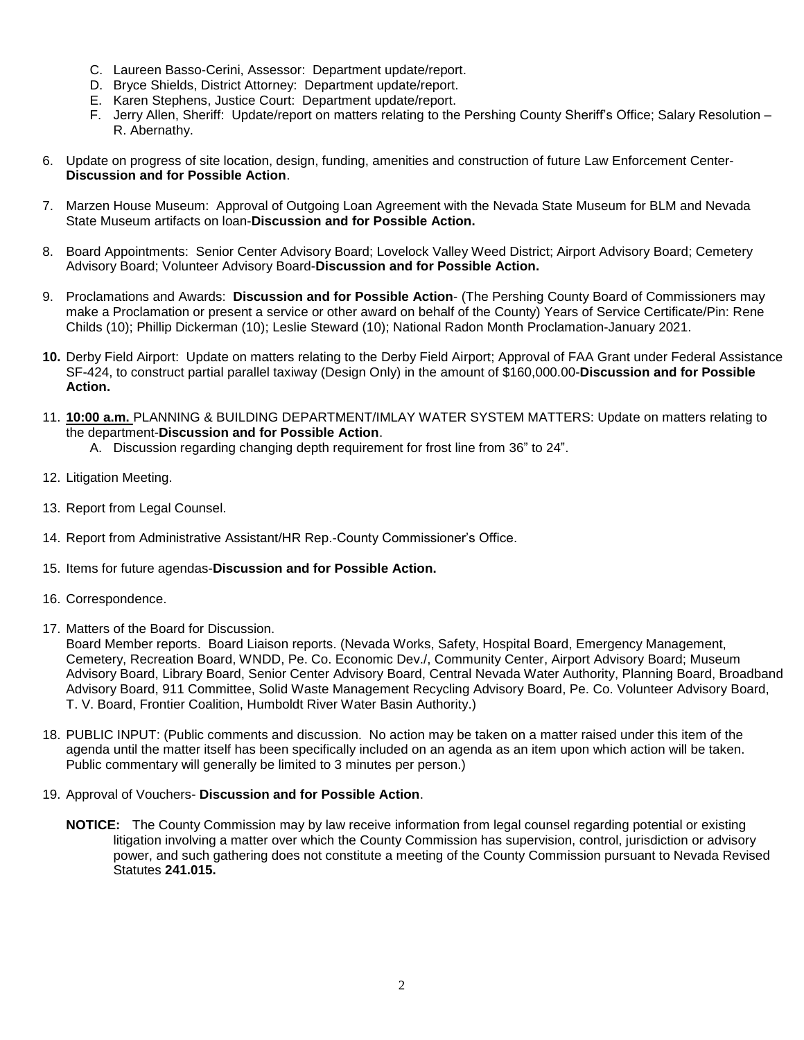C. Laureen Basso-Cerini, Assessor: Department update/report.
D. Bryce Shields, District Attorney: Department update/report.
E. Karen Stephens, Justice Court: Department update/report.
F. Jerry Allen, Sheriff: Update/report on matters relating to the Pershing County Sheriff's Office; Salary Resolution – R. Abernathy.

6. Update on progress of site location, design, funding, amenities and construction of future Law Enforcement Center-**Discussion and for Possible Action**.

7. Marzen House Museum: Approval of Outgoing Loan Agreement with the Nevada State Museum for BLM and Nevada State Museum artifacts on loan-**Discussion and for Possible Action.**

8. Board Appointments: Senior Center Advisory Board; Lovelock Valley Weed District; Airport Advisory Board; Cemetery Advisory Board; Volunteer Advisory Board-**Discussion and for Possible Action.**

9. Proclamations and Awards: **Discussion and for Possible Action**- (The Pershing County Board of Commissioners may make a Proclamation or present a service or other award on behalf of the County) Years of Service Certificate/Pin: Rene Childs (10); Phillip Dickerman (10); Leslie Steward (10); National Radon Month Proclamation-January 2021.

**10.** Derby Field Airport: Update on matters relating to the Derby Field Airport; Approval of FAA Grant under Federal Assistance SF-424, to construct partial parallel taxiway (Design Only) in the amount of $160,000.00-**Discussion and for Possible Action.**

11. **10:00 a.m.** PLANNING & BUILDING DEPARTMENT/IMLAY WATER SYSTEM MATTERS: Update on matters relating to the department-**Discussion and for Possible Action**.
    A. Discussion regarding changing depth requirement for frost line from 36" to 24".

12. Litigation Meeting.

13. Report from Legal Counsel.

14. Report from Administrative Assistant/HR Rep.-County Commissioner's Office.

15. Items for future agendas-**Discussion and for Possible Action.**

16. Correspondence.

17. Matters of the Board for Discussion.
    Board Member reports. Board Liaison reports. (Nevada Works, Safety, Hospital Board, Emergency Management, Cemetery, Recreation Board, WNDD, Pe. Co. Economic Dev./, Community Center, Airport Advisory Board; Museum Advisory Board, Library Board, Senior Center Advisory Board, Central Nevada Water Authority, Planning Board, Broadband Advisory Board, 911 Committee, Solid Waste Management Recycling Advisory Board, Pe. Co. Volunteer Advisory Board, T. V. Board, Frontier Coalition, Humboldt River Water Basin Authority.)

18. PUBLIC INPUT: (Public comments and discussion. No action may be taken on a matter raised under this item of the agenda until the matter itself has been specifically included on an agenda as an item upon which action will be taken. Public commentary will generally be limited to 3 minutes per person.)

19. Approval of Vouchers- **Discussion and for Possible Action**.

**NOTICE:** The County Commission may by law receive information from legal counsel regarding potential or existing litigation involving a matter over which the County Commission has supervision, control, jurisdiction or advisory power, and such gathering does not constitute a meeting of the County Commission pursuant to Nevada Revised Statutes **241.015.**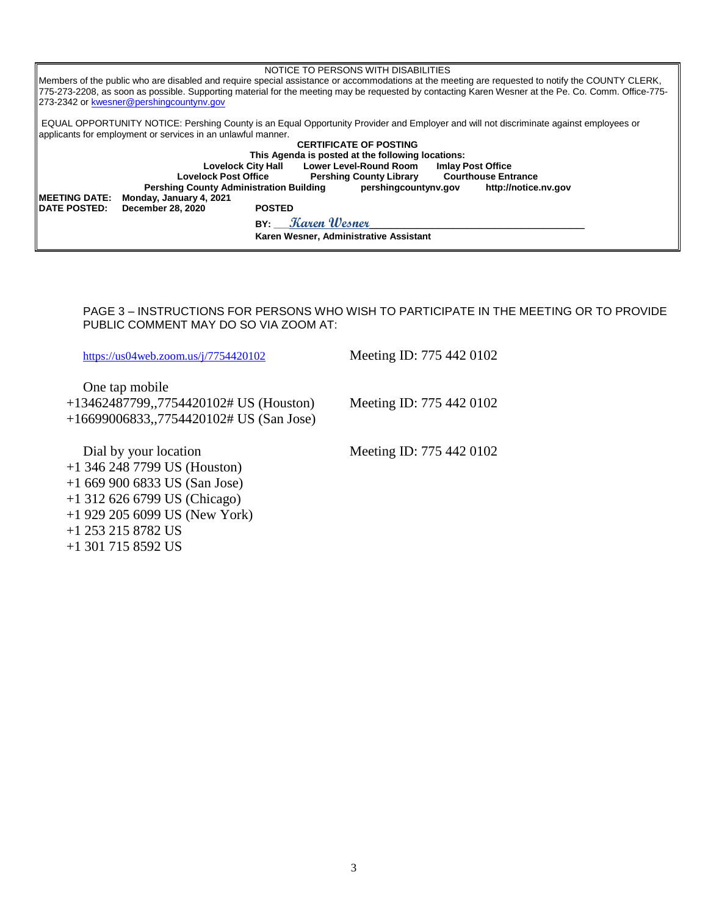**NOTICE TO PERSONS WITH DISABILITIES**

Members of the public who are disabled and require special assistance or accommodations at the meeting are requested to notify the COUNTY CLERK, 775-273-2208, as soon as possible. Supporting material for the meeting may be requested by contacting Karen Wesner at the Pe. Co. Comm. Office-775-273-2342 or kwesner@pershingcountynv.gov

EQUAL OPPORTUNITY NOTICE: Pershing County is an Equal Opportunity Provider and Employer and will not discriminate against employees or applicants for employment or services in an unlawful manner.

**CERTIFICATE OF POSTING**

**This Agenda is posted at the following locations:**

**Lovelock City Hall** | **Lower Level-Round Room** | **Imlay Post Office**
**Lovelock Post Office** | **Pershing County Library** | **Courthouse Entrance**
**Pershing County Administration Building** | **pershingcountynv.gov** | **http://notice.nv.gov**

**MEETING DATE:** **Monday, January 4, 2021**
**DATE POSTED:** **December 28, 2020** **POSTED**

**BY:** *Karen Wesner*

**Karen Wesner, Administrative Assistant**

PAGE 3 – INSTRUCTIONS FOR PERSONS WHO WISH TO PARTICIPATE IN THE MEETING OR TO PROVIDE PUBLIC COMMENT MAY DO SO VIA ZOOM AT:

https://us04web.zoom.us/j/7754420102 Meeting ID: 775 442 0102

One tap mobile
+13462487799,,7754420102# US (Houston) Meeting ID: 775 442 0102
+16699006833,,7754420102# US (San Jose)

Dial by your location Meeting ID: 775 442 0102
+1 346 248 7799 US (Houston)
+1 669 900 6833 US (San Jose)
+1 312 626 6799 US (Chicago)
+1 929 205 6099 US (New York)
+1 253 215 8782 US
+1 301 715 8592 US